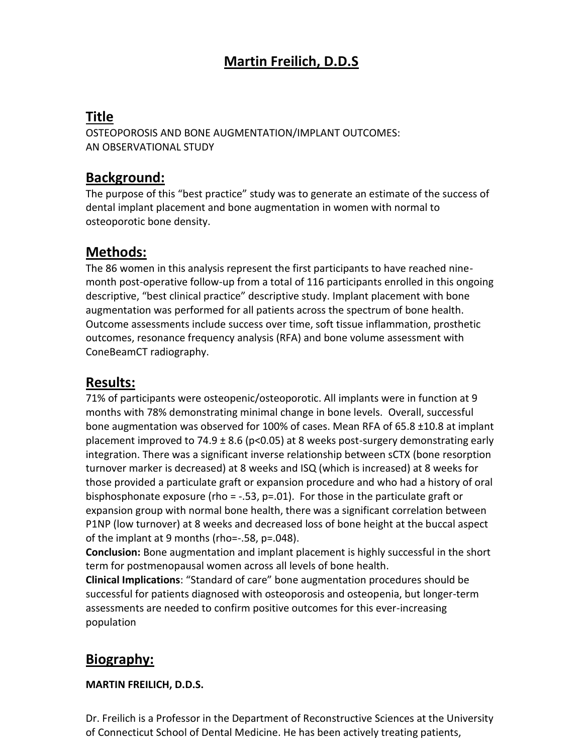# Martin Freilich, D.D.S

## Title

OSTEOPOROSIS AND BONE AUGMENTATION/IMPLANT OUTCOMES: AN OBSERVATIONAL STUDY

## Background:

The purpose of this "best practice" study was to generate an estimate of the success of dental implant placement and bone augmentation in women with normal to osteoporotic bone density.

## Methods:

The 86 women in this analysis represent the first participants to have reached nine-month post-operative follow-up from a total of 116 participants enrolled in this ongoing descriptive, "best clinical practice" descriptive study. Implant placement with bone augmentation was performed for all patients across the spectrum of bone health. Outcome assessments include success over time, soft tissue inflammation, prosthetic outcomes, resonance frequency analysis (RFA) and bone volume assessment with ConeBeamCT radiography.

## Results:

71% of participants were osteopenic/osteoporotic. All implants were in function at 9 months with 78% demonstrating minimal change in bone levels. Overall, successful bone augmentation was observed for 100% of cases. Mean RFA of 65.8 ±10.8 at implant placement improved to 74.9 ± 8.6 ($p<0.05$) at 8 weeks post-surgery demonstrating early integration. There was a significant inverse relationship between sCTX (bone resorption turnover marker is decreased) at 8 weeks and ISQ (which is increased) at 8 weeks for those provided a particulate graft or expansion procedure and who had a history of oral bisphosphonate exposure (rho = -.53, p=.01). For those in the particulate graft or expansion group with normal bone health, there was a significant correlation between P1NP (low turnover) at 8 weeks and decreased loss of bone height at the buccal aspect of the implant at 9 months (rho=-.58, p=.048).

**Conclusion:** Bone augmentation and implant placement is highly successful in the short term for postmenopausal women across all levels of bone health.

**Clinical Implications**: "Standard of care" bone augmentation procedures should be successful for patients diagnosed with osteoporosis and osteopenia, but longer-term assessments are needed to confirm positive outcomes for this ever-increasing population

## Biography:

**MARTIN FREILICH, D.D.S.**

Dr. Freilich is a Professor in the Department of Reconstructive Sciences at the University of Connecticut School of Dental Medicine. He has been actively treating patients,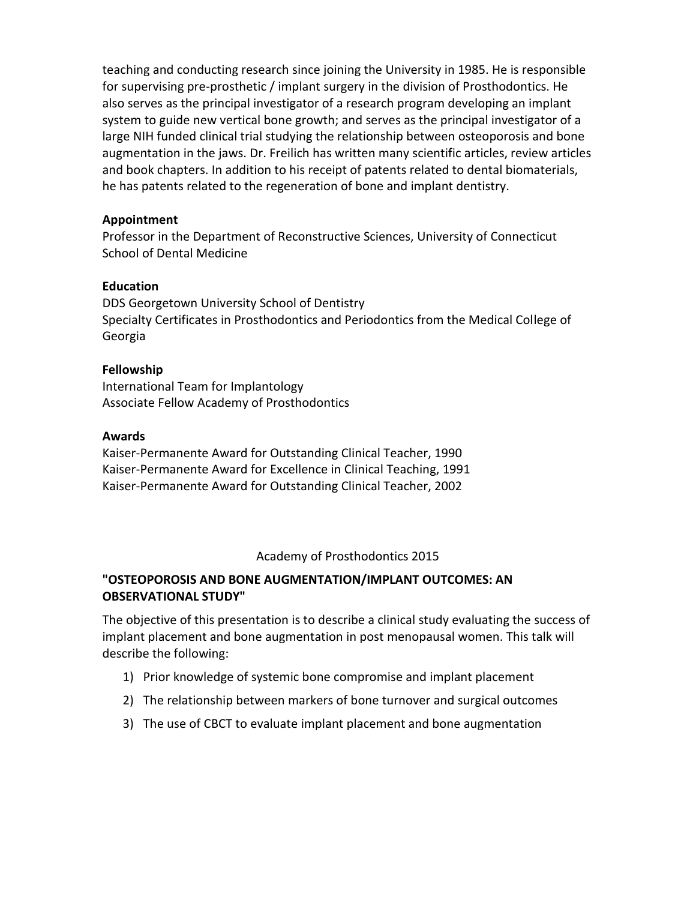teaching and conducting research since joining the University in 1985. He is responsible for supervising pre-prosthetic / implant surgery in the division of Prosthodontics. He also serves as the principal investigator of a research program developing an implant system to guide new vertical bone growth; and serves as the principal investigator of a large NIH funded clinical trial studying the relationship between osteoporosis and bone augmentation in the jaws. Dr. Freilich has written many scientific articles, review articles and book chapters. In addition to his receipt of patents related to dental biomaterials, he has patents related to the regeneration of bone and implant dentistry.

**Appointment**

Professor in the Department of Reconstructive Sciences, University of Connecticut School of Dental Medicine

**Education**

DDS Georgetown University School of Dentistry
Specialty Certificates in Prosthodontics and Periodontics from the Medical College of Georgia

**Fellowship**

International Team for Implantology
Associate Fellow Academy of Prosthodontics

**Awards**

Kaiser-Permanente Award for Outstanding Clinical Teacher, 1990
Kaiser-Permanente Award for Excellence in Clinical Teaching, 1991
Kaiser-Permanente Award for Outstanding Clinical Teacher, 2002

Academy of Prosthodontics 2015

**"OSTEOPOROSIS AND BONE AUGMENTATION/IMPLANT OUTCOMES: AN OBSERVATIONAL STUDY"**

The objective of this presentation is to describe a clinical study evaluating the success of implant placement and bone augmentation in post menopausal women. This talk will describe the following:

1) Prior knowledge of systemic bone compromise and implant placement
2) The relationship between markers of bone turnover and surgical outcomes
3) The use of CBCT to evaluate implant placement and bone augmentation